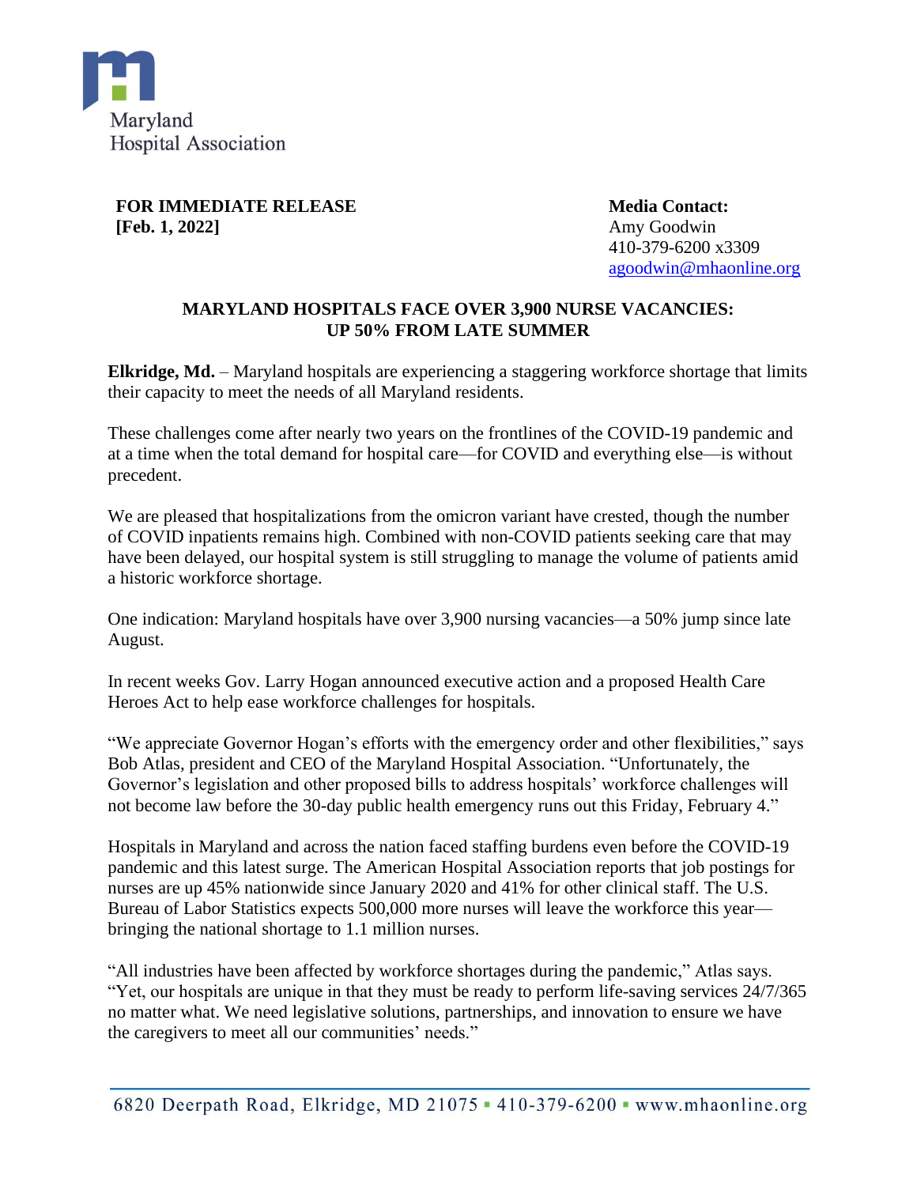Maryland
Hospital Association

**FOR IMMEDIATE RELEASE**
**[Feb. 1, 2022]**

**Media Contact:**
Amy Goodwin
410-379-6200 x3309
agoodwin@mhaonline.org

# MARYLAND HOSPITALS FACE OVER 3,900 NURSE VACANCIES: UP 50% FROM LATE SUMMER

**Elkridge, Md.** – Maryland hospitals are experiencing a staggering workforce shortage that limits their capacity to meet the needs of all Maryland residents.

These challenges come after nearly two years on the frontlines of the COVID-19 pandemic and at a time when the total demand for hospital care—for COVID and everything else—is without precedent.

We are pleased that hospitalizations from the omicron variant have crested, though the number of COVID inpatients remains high. Combined with non-COVID patients seeking care that may have been delayed, our hospital system is still struggling to manage the volume of patients amid a historic workforce shortage.

One indication: Maryland hospitals have over 3,900 nursing vacancies—a 50% jump since late August.

In recent weeks Gov. Larry Hogan announced executive action and a proposed Health Care Heroes Act to help ease workforce challenges for hospitals.

"We appreciate Governor Hogan's efforts with the emergency order and other flexibilities," says Bob Atlas, president and CEO of the Maryland Hospital Association. "Unfortunately, the Governor's legislation and other proposed bills to address hospitals' workforce challenges will not become law before the 30-day public health emergency runs out this Friday, February 4."

Hospitals in Maryland and across the nation faced staffing burdens even before the COVID-19 pandemic and this latest surge. The American Hospital Association reports that job postings for nurses are up 45% nationwide since January 2020 and 41% for other clinical staff. The U.S. Bureau of Labor Statistics expects 500,000 more nurses will leave the workforce this year—bringing the national shortage to 1.1 million nurses.

"All industries have been affected by workforce shortages during the pandemic," Atlas says. "Yet, our hospitals are unique in that they must be ready to perform life-saving services 24/7/365 no matter what. We need legislative solutions, partnerships, and innovation to ensure we have the caregivers to meet all our communities' needs."

6820 Deerpath Road, Elkridge, MD 21075 ▪ 410-379-6200 ▪ www.mhaonline.org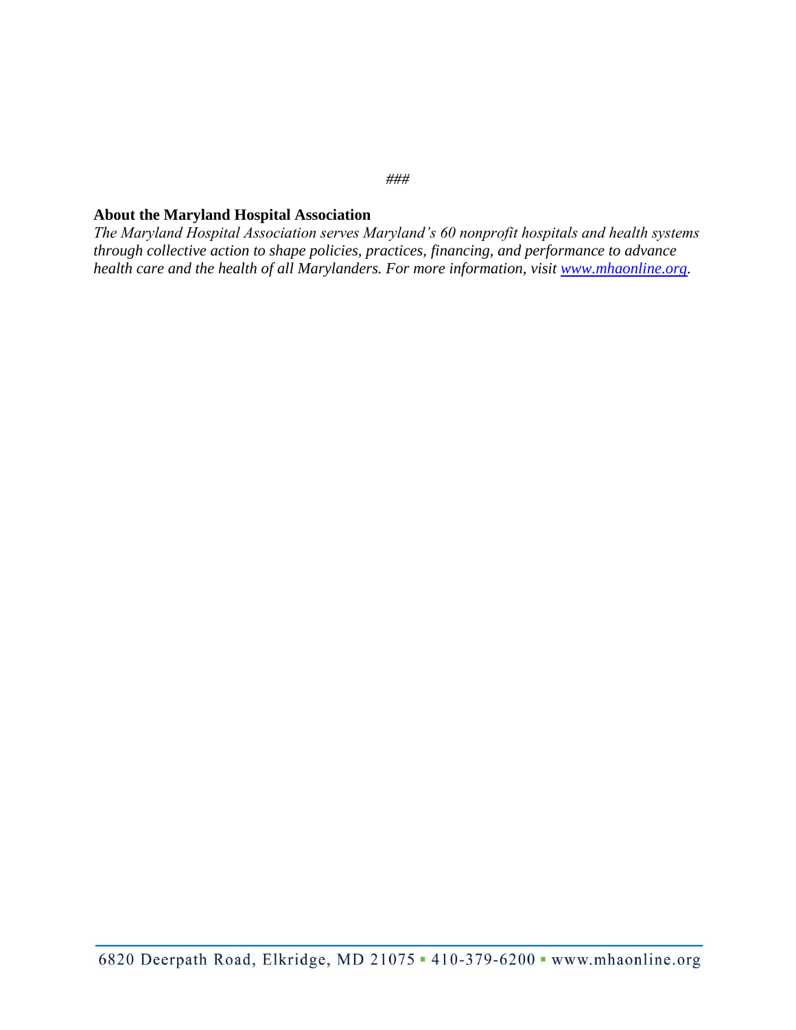###

**About the Maryland Hospital Association**

*The Maryland Hospital Association serves Maryland's 60 nonprofit hospitals and health systems through collective action to shape policies, practices, financing, and performance to advance health care and the health of all Marylanders. For more information, visit [www.mhaonline.org](http://www.mhaonline.org).*

6820 Deerpath Road, Elkridge, MD 21075 ▪ 410-379-6200 ▪ www.mhaonline.org